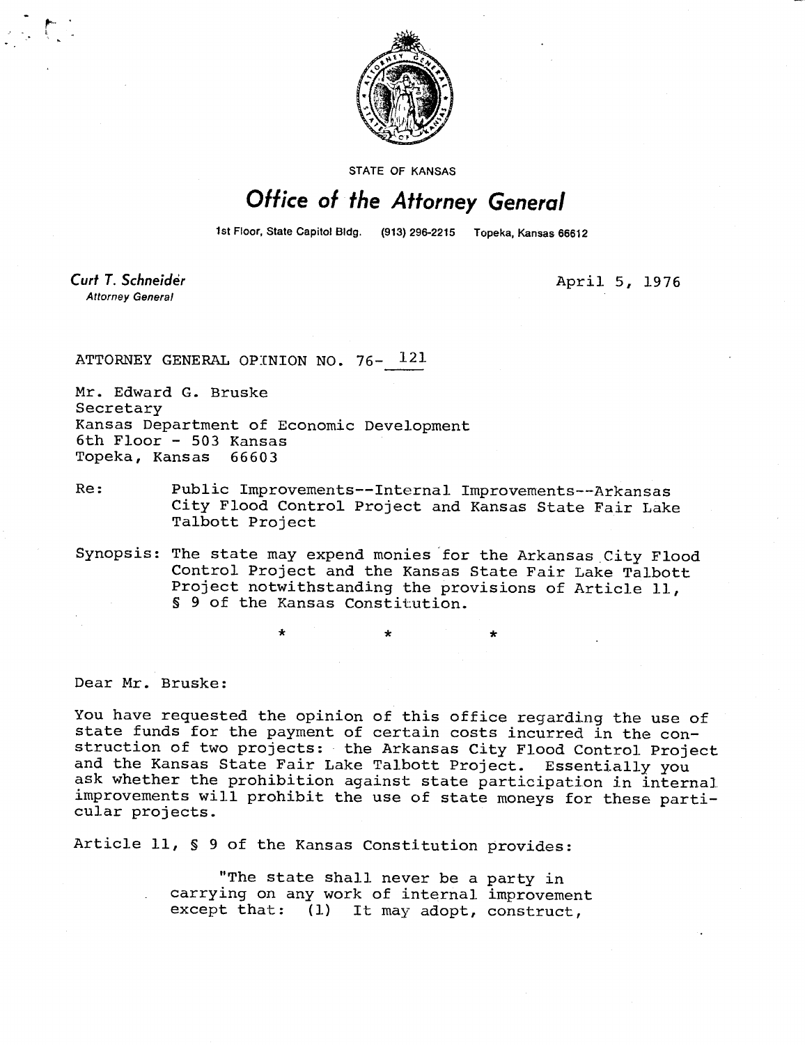STATE OF KANSAS

# Office of the Attorney General

1st Floor, State Capitol Bldg. (913) 296-2215 Topeka, Kansas 66612

**Curt T. Schneider**
Attorney General

April 5, 1976

ATTORNEY GENERAL OPINION NO. 76- 121

Mr. Edward G. Bruske
Secretary
Kansas Department of Economic Development
6th Floor - 503 Kansas
Topeka, Kansas 66603

Re: Public Improvements--Internal Improvements--Arkansas City Flood Control Project and Kansas State Fair Lake Talbott Project

Synopsis: The state may expend monies for the Arkansas City Flood Control Project and the Kansas State Fair Lake Talbott Project notwithstanding the provisions of Article 11, § 9 of the Kansas Constitution.

\* \* \*

Dear Mr. Bruske:

You have requested the opinion of this office regarding the use of state funds for the payment of certain costs incurred in the construction of two projects: the Arkansas City Flood Control Project and the Kansas State Fair Lake Talbott Project. Essentially you ask whether the prohibition against state participation in internal improvements will prohibit the use of state moneys for these particular projects.

Article 11, § 9 of the Kansas Constitution provides:

> "The state shall never be a party in carrying on any work of internal improvement except that: (1) It may adopt, construct,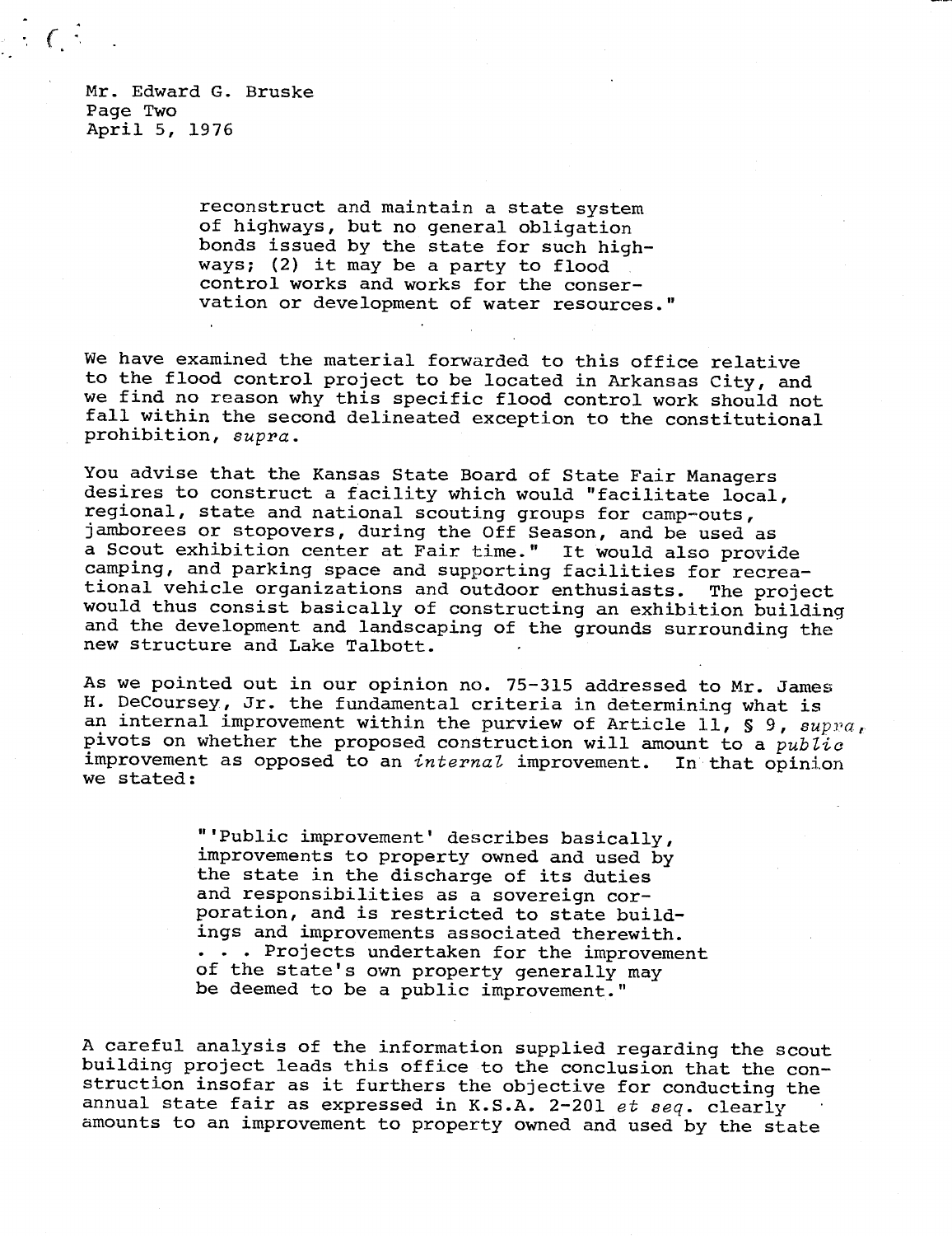Mr. Edward G. Bruske
Page Two
April 5, 1976

> reconstruct and maintain a state system of highways, but no general obligation bonds issued by the state for such highways; (2) it may be a party to flood control works and works for the conservation or development of water resources."

We have examined the material forwarded to this office relative to the flood control project to be located in Arkansas City, and we find no reason why this specific flood control work should not fall within the second delineated exception to the constitutional prohibition, *supra*.

You advise that the Kansas State Board of State Fair Managers desires to construct a facility which would "facilitate local, regional, state and national scouting groups for camp-outs, jamborees or stopovers, during the Off Season, and be used as a Scout exhibition center at Fair time." It would also provide camping, and parking space and supporting facilities for recreational vehicle organizations and outdoor enthusiasts. The project would thus consist basically of constructing an exhibition building and the development and landscaping of the grounds surrounding the new structure and Lake Talbott.

As we pointed out in our opinion no. 75-315 addressed to Mr. James H. DeCoursey, Jr. the fundamental criteria in determining what is an internal improvement within the purview of Article 11, § 9, *supra*, pivots on whether the proposed construction will amount to a *public* improvement as opposed to an *internal* improvement. In that opinion we stated:

> "'Public improvement' describes basically, improvements to property owned and used by the state in the discharge of its duties and responsibilities as a sovereign corporation, and is restricted to state buildings and improvements associated therewith. . . . Projects undertaken for the improvement of the state's own property generally may be deemed to be a public improvement."

A careful analysis of the information supplied regarding the scout building project leads this office to the conclusion that the construction insofar as it furthers the objective for conducting the annual state fair as expressed in K.S.A. 2-201 *et seq.* clearly amounts to an improvement to property owned and used by the state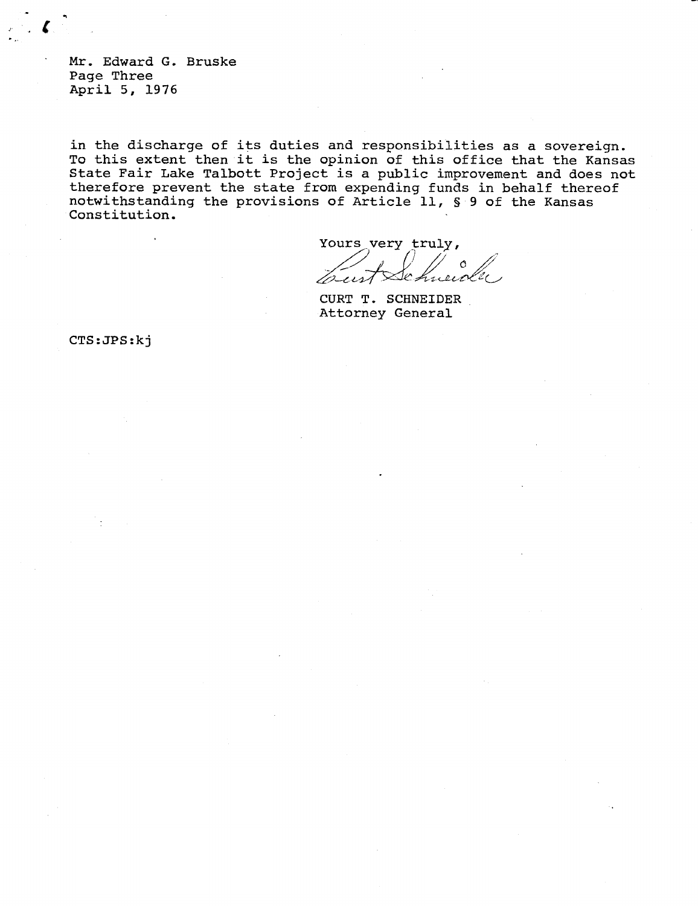Mr. Edward G. Bruske
Page Three
April 5, 1976

in the discharge of its duties and responsibilities as a sovereign. To this extent then it is the opinion of this office that the Kansas State Fair Lake Talbott Project is a public improvement and does not therefore prevent the state from expending funds in behalf thereof notwithstanding the provisions of Article 11, § 9 of the Kansas Constitution.

Yours very truly,

CURT T. SCHNEIDER
Attorney General

CTS:JPS:kj